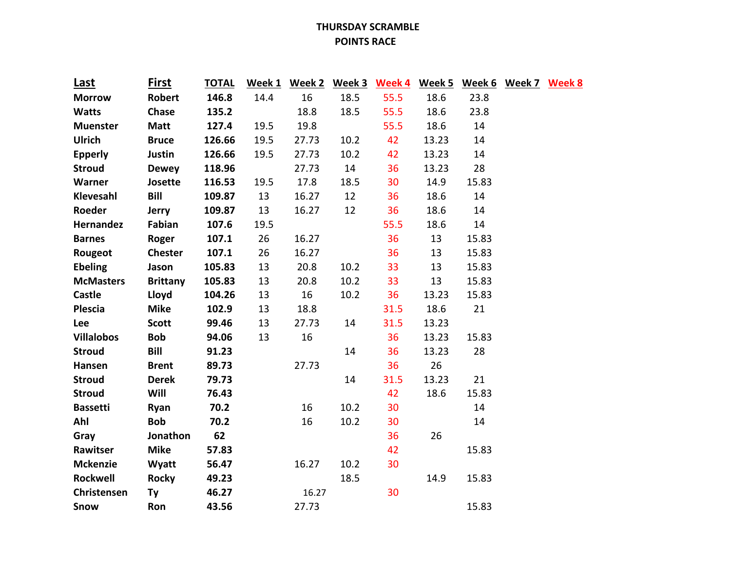**THURSDAY SCRAMBLE**
**POINTS RACE**

| Last | First | TOTAL | Week 1 | Week 2 | Week 3 | Week 4 | Week 5 | Week 6 | Week 7 | Week 8 |
|---|---|---|---|---|---|---|---|---|---|---|
| **Morrow** | **Robert** | **146.8** | 14.4 | 16 | 18.5 | 55.5 | 18.6 | 23.8 | | |
| **Watts** | **Chase** | **135.2** | | 18.8 | 18.5 | 55.5 | 18.6 | 23.8 | | |
| **Muenster** | **Matt** | **127.4** | 19.5 | 19.8 | | 55.5 | 18.6 | 14 | | |
| **Ulrich** | **Bruce** | **126.66** | 19.5 | 27.73 | 10.2 | 42 | 13.23 | 14 | | |
| **Epperly** | **Justin** | **126.66** | 19.5 | 27.73 | 10.2 | 42 | 13.23 | 14 | | |
| **Stroud** | **Dewey** | **118.96** | | 27.73 | 14 | 36 | 13.23 | 28 | | |
| **Warner** | **Josette** | **116.53** | 19.5 | 17.8 | 18.5 | 30 | 14.9 | 15.83 | | |
| **Klevesahl** | **Bill** | **109.87** | 13 | 16.27 | 12 | 36 | 18.6 | 14 | | |
| **Roeder** | **Jerry** | **109.87** | 13 | 16.27 | 12 | 36 | 18.6 | 14 | | |
| **Hernandez** | **Fabian** | **107.6** | 19.5 | | | 55.5 | 18.6 | 14 | | |
| **Barnes** | **Roger** | **107.1** | 26 | 16.27 | | 36 | 13 | 15.83 | | |
| **Rougeot** | **Chester** | **107.1** | 26 | 16.27 | | 36 | 13 | 15.83 | | |
| **Ebeling** | **Jason** | **105.83** | 13 | 20.8 | 10.2 | 33 | 13 | 15.83 | | |
| **McMasters** | **Brittany** | **105.83** | 13 | 20.8 | 10.2 | 33 | 13 | 15.83 | | |
| **Castle** | **Lloyd** | **104.26** | 13 | 16 | 10.2 | 36 | 13.23 | 15.83 | | |
| **Plescia** | **Mike** | **102.9** | 13 | 18.8 | | 31.5 | 18.6 | 21 | | |
| **Lee** | **Scott** | **99.46** | 13 | 27.73 | 14 | 31.5 | 13.23 | | | |
| **Villalobos** | **Bob** | **94.06** | 13 | 16 | | 36 | 13.23 | 15.83 | | |
| **Stroud** | **Bill** | **91.23** | | | 14 | 36 | 13.23 | 28 | | |
| **Hansen** | **Brent** | **89.73** | | 27.73 | | 36 | 26 | | | |
| **Stroud** | **Derek** | **79.73** | | | 14 | 31.5 | 13.23 | 21 | | |
| **Stroud** | **Will** | **76.43** | | | | 42 | 18.6 | 15.83 | | |
| **Bassetti** | **Ryan** | **70.2** | | 16 | 10.2 | 30 | | 14 | | |
| **Ahl** | **Bob** | **70.2** | | 16 | 10.2 | 30 | | 14 | | |
| **Gray** | **Jonathon** | **62** | | | | 36 | 26 | | | |
| **Rawitser** | **Mike** | **57.83** | | | | 42 | | 15.83 | | |
| **Mckenzie** | **Wyatt** | **56.47** | | 16.27 | 10.2 | 30 | | | | |
| **Rockwell** | **Rocky** | **49.23** | | | 18.5 | | 14.9 | 15.83 | | |
| **Christensen** | **Ty** | **46.27** | | 16.27 | | 30 | | | | |
| **Snow** | **Ron** | **43.56** | | 27.73 | | | | 15.83 | | |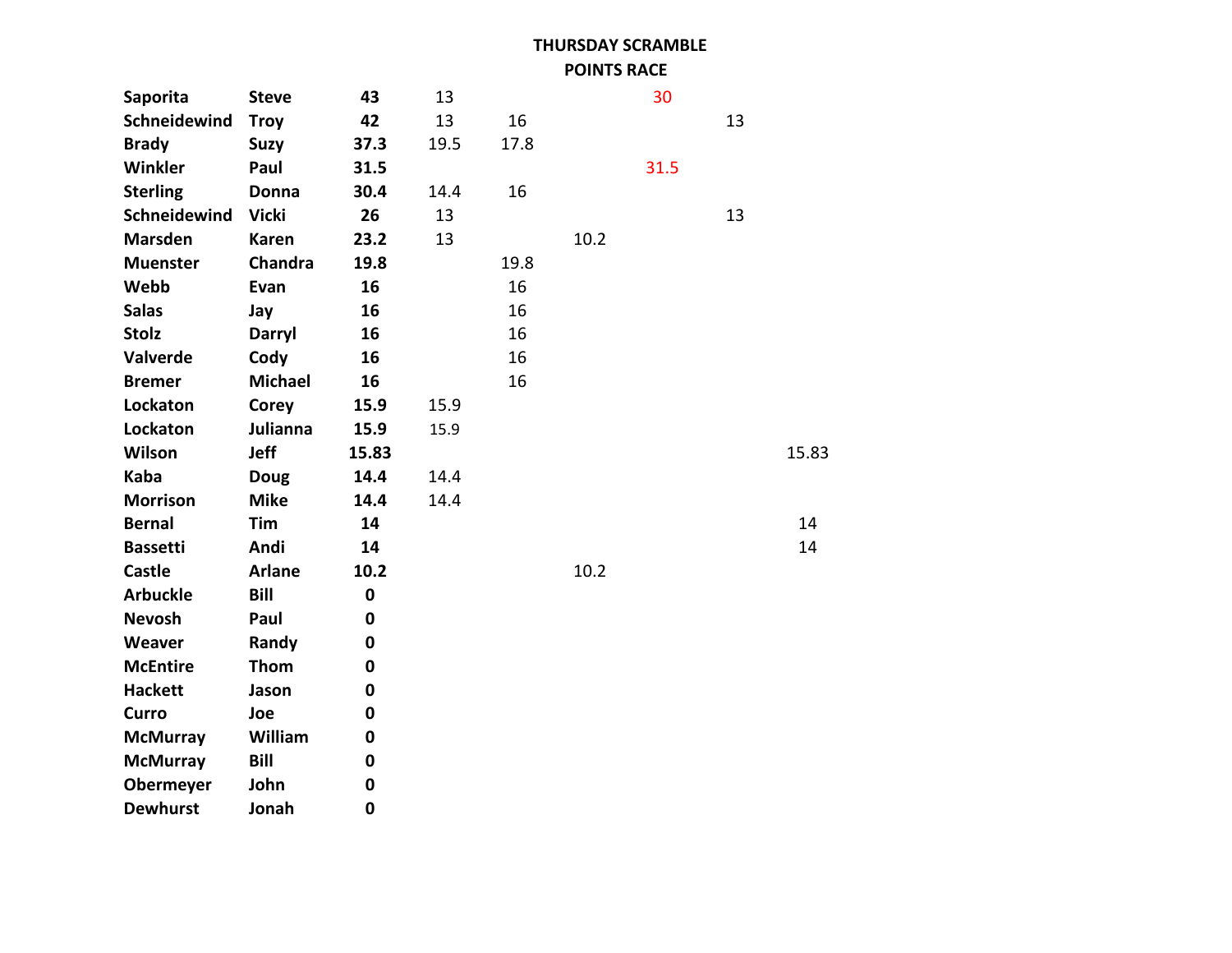## THURSDAY SCRAMBLE
## POINTS RACE

| | | | | | | | | |
|---|---|---|---|---|---|---|---|---|
| **Saporita** | **Steve** | **43** | 13 | | | 30 | | |
| **Schneidewind** | **Troy** | **42** | 13 | 16 | | | 13 | |
| **Brady** | **Suzy** | **37.3** | 19.5 | 17.8 | | | | |
| **Winkler** | **Paul** | **31.5** | | | | 31.5 | | |
| **Sterling** | **Donna** | **30.4** | 14.4 | 16 | | | | |
| **Schneidewind** | **Vicki** | **26** | 13 | | | | 13 | |
| **Marsden** | **Karen** | **23.2** | 13 | | 10.2 | | | |
| **Muenster** | **Chandra** | **19.8** | | 19.8 | | | | |
| **Webb** | **Evan** | **16** | | 16 | | | | |
| **Salas** | **Jay** | **16** | | 16 | | | | |
| **Stolz** | **Darryl** | **16** | | 16 | | | | |
| **Valverde** | **Cody** | **16** | | 16 | | | | |
| **Bremer** | **Michael** | **16** | | 16 | | | | |
| **Lockaton** | **Corey** | **15.9** | 15.9 | | | | | |
| **Lockaton** | **Julianna** | **15.9** | 15.9 | | | | | |
| **Wilson** | **Jeff** | **15.83** | | | | | | 15.83 |
| **Kaba** | **Doug** | **14.4** | 14.4 | | | | | |
| **Morrison** | **Mike** | **14.4** | 14.4 | | | | | |
| **Bernal** | **Tim** | **14** | | | | | | 14 |
| **Bassetti** | **Andi** | **14** | | | | | | 14 |
| **Castle** | **Arlane** | **10.2** | | | 10.2 | | | |
| **Arbuckle** | **Bill** | **0** | | | | | | |
| **Nevosh** | **Paul** | **0** | | | | | | |
| **Weaver** | **Randy** | **0** | | | | | | |
| **McEntire** | **Thom** | **0** | | | | | | |
| **Hackett** | **Jason** | **0** | | | | | | |
| **Curro** | **Joe** | **0** | | | | | | |
| **McMurray** | **William** | **0** | | | | | | |
| **McMurray** | **Bill** | **0** | | | | | | |
| **Obermeyer** | **John** | **0** | | | | | | |
| **Dewhurst** | **Jonah** | **0** | | | | | | |